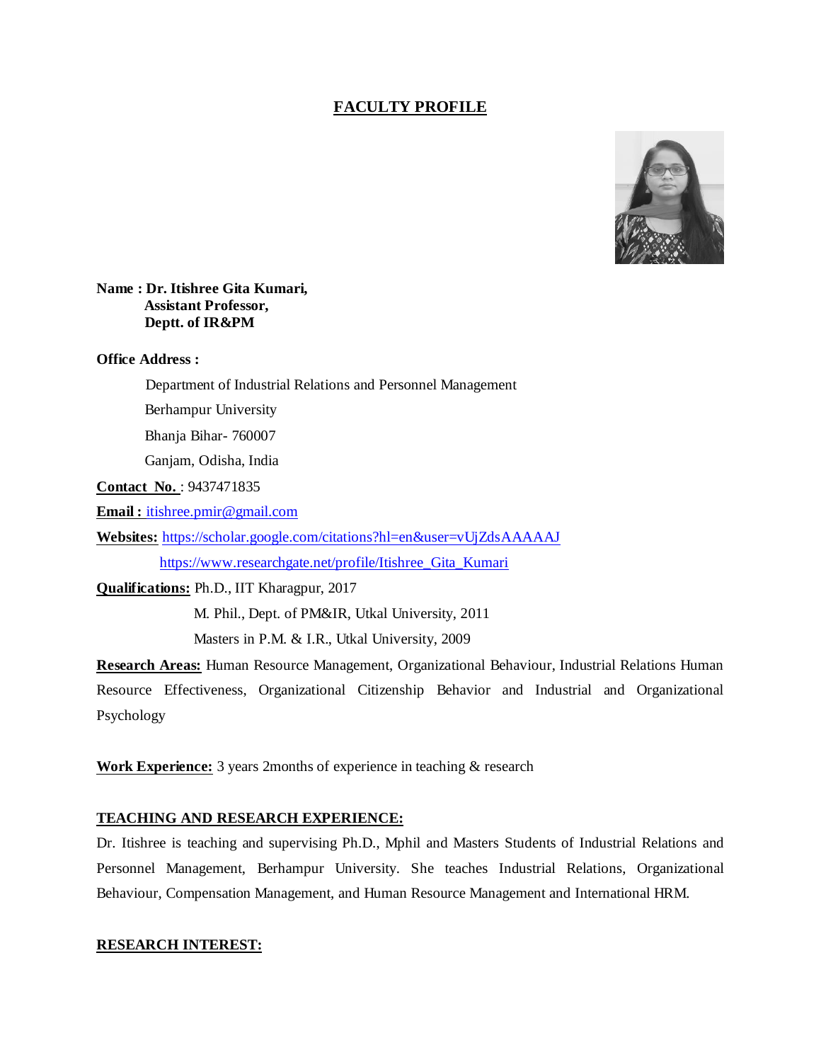# FACULTY PROFILE

**Name : Dr. Itishree Gita Kumari,**
**Assistant Professor,**
**Deptt. of IR&PM**

**Office Address :**

Department of Industrial Relations and Personnel Management
Berhampur University
Bhanja Bihar- 760007
Ganjam, Odisha, India

**Contact No.** : 9437471835

**Email :** itishree.pmir@gmail.com

**Websites:** https://scholar.google.com/citations?hl=en&user=vUjZdsAAAAAJ
https://www.researchgate.net/profile/Itishree_Gita_Kumari

**Qualifications:** Ph.D., IIT Kharagpur, 2017
M. Phil., Dept. of PM&IR, Utkal University, 2011
Masters in P.M. & I.R., Utkal University, 2009

**Research Areas:** Human Resource Management, Organizational Behaviour, Industrial Relations Human Resource Effectiveness, Organizational Citizenship Behavior and Industrial and Organizational Psychology

**Work Experience:** 3 years 2months of experience in teaching & research

## TEACHING AND RESEARCH EXPERIENCE:

Dr. Itishree is teaching and supervising Ph.D., Mphil and Masters Students of Industrial Relations and Personnel Management, Berhampur University. She teaches Industrial Relations, Organizational Behaviour, Compensation Management, and Human Resource Management and International HRM.

## RESEARCH INTEREST: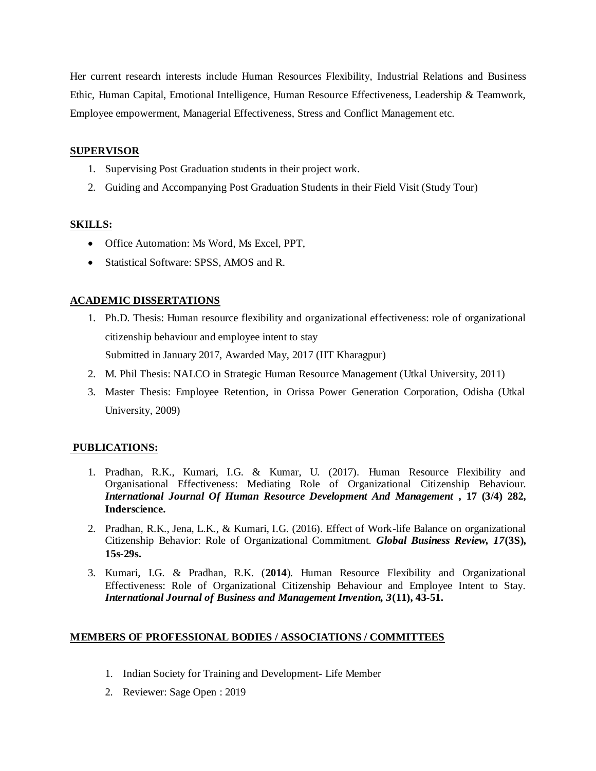Her current research interests include Human Resources Flexibility, Industrial Relations and Business Ethic, Human Capital, Emotional Intelligence, Human Resource Effectiveness, Leadership & Teamwork, Employee empowerment, Managerial Effectiveness, Stress and Conflict Management etc.

## SUPERVISOR

1. Supervising Post Graduation students in their project work.
2. Guiding and Accompanying Post Graduation Students in their Field Visit (Study Tour)

## SKILLS:

- Office Automation: Ms Word, Ms Excel, PPT,
- Statistical Software: SPSS, AMOS and R.

## ACADEMIC DISSERTATIONS

1. Ph.D. Thesis: Human resource flexibility and organizational effectiveness: role of organizational citizenship behaviour and employee intent to stay

   Submitted in January 2017, Awarded May, 2017 (IIT Kharagpur)
2. M. Phil Thesis: NALCO in Strategic Human Resource Management (Utkal University, 2011)
3. Master Thesis: Employee Retention, in Orissa Power Generation Corporation, Odisha (Utkal University, 2009)

## PUBLICATIONS:

1. Pradhan, R.K., Kumari, I.G. & Kumar, U. (2017). Human Resource Flexibility and Organisational Effectiveness: Mediating Role of Organizational Citizenship Behaviour. ***International Journal Of Human Resource Development And Management* , 17 (3/4) 282, Inderscience.**
2. Pradhan, R.K., Jena, L.K., & Kumari, I.G. (2016). Effect of Work-life Balance on organizational Citizenship Behavior: Role of Organizational Commitment. ***Global Business Review, 17*(3S), 15s-29s.**
3. Kumari, I.G. & Pradhan, R.K. (**2014**). Human Resource Flexibility and Organizational Effectiveness: Role of Organizational Citizenship Behaviour and Employee Intent to Stay. ***International Journal of Business and Management Invention, 3*(11), 43-51.**

## MEMBERS OF PROFESSIONAL BODIES / ASSOCIATIONS / COMMITTEES

1. Indian Society for Training and Development- Life Member
2. Reviewer: Sage Open : 2019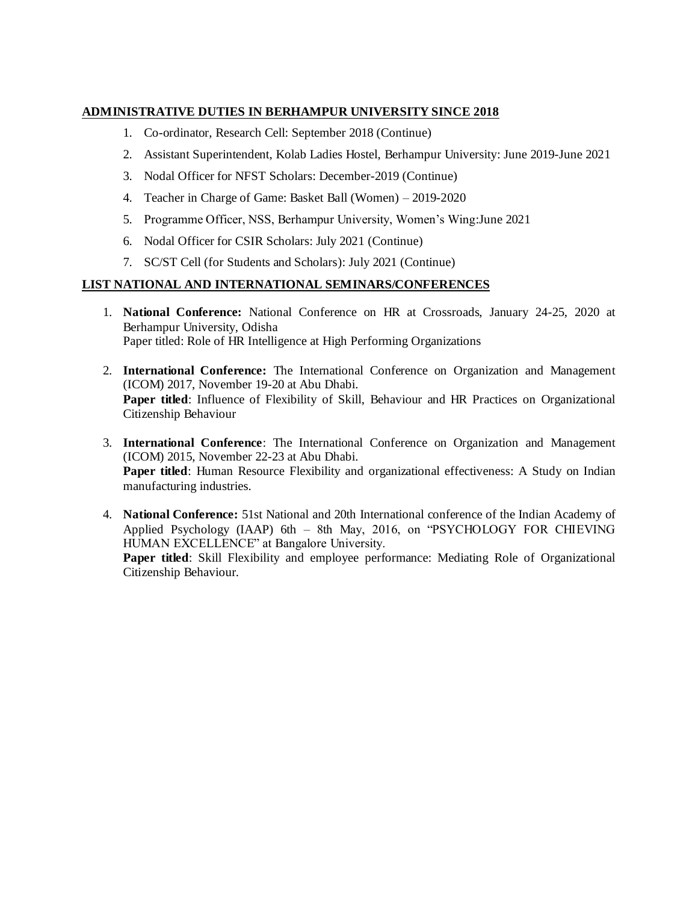## ADMINISTRATIVE DUTIES IN BERHAMPUR UNIVERSITY SINCE 2018

1. Co-ordinator, Research Cell: September 2018 (Continue)
2. Assistant Superintendent, Kolab Ladies Hostel, Berhampur University: June 2019-June 2021
3. Nodal Officer for NFST Scholars: December-2019 (Continue)
4. Teacher in Charge of Game: Basket Ball (Women) – 2019-2020
5. Programme Officer, NSS, Berhampur University, Women's Wing:June 2021
6. Nodal Officer for CSIR Scholars: July 2021 (Continue)
7. SC/ST Cell (for Students and Scholars): July 2021 (Continue)

## LIST NATIONAL AND INTERNATIONAL SEMINARS/CONFERENCES

1. **National Conference:** National Conference on HR at Crossroads, January 24-25, 2020 at Berhampur University, Odisha
   Paper titled: Role of HR Intelligence at High Performing Organizations

2. **International Conference:** The International Conference on Organization and Management (ICOM) 2017, November 19-20 at Abu Dhabi.
   **Paper titled**: Influence of Flexibility of Skill, Behaviour and HR Practices on Organizational Citizenship Behaviour

3. **International Conference**: The International Conference on Organization and Management (ICOM) 2015, November 22-23 at Abu Dhabi.
   **Paper titled**: Human Resource Flexibility and organizational effectiveness: A Study on Indian manufacturing industries.

4. **National Conference:** 51st National and 20th International conference of the Indian Academy of Applied Psychology (IAAP) 6th – 8th May, 2016, on "PSYCHOLOGY FOR CHIEVING HUMAN EXCELLENCE" at Bangalore University.
   **Paper titled**: Skill Flexibility and employee performance: Mediating Role of Organizational Citizenship Behaviour.